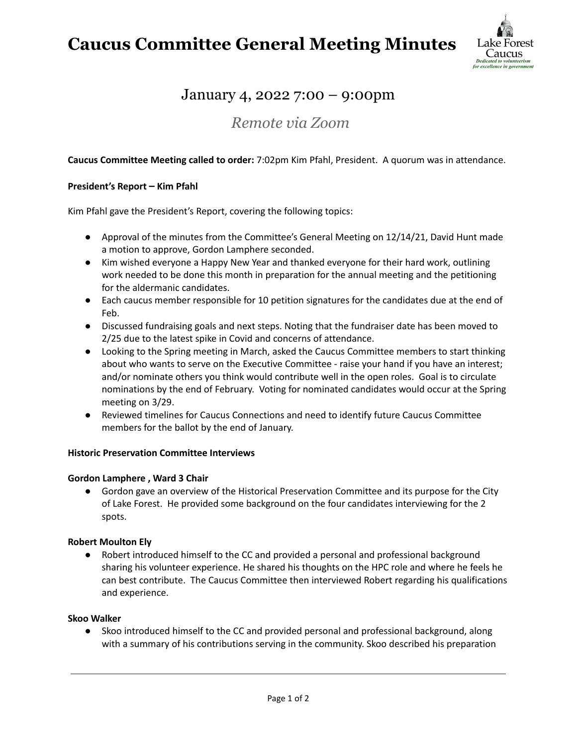# Caucus Committee General Meeting Minutes

Lake Forest Caucus
*Dedicated to volunteerism for excellence in government*

## January 4, 2022 7:00 – 9:00pm

### *Remote via Zoom*

**Caucus Committee Meeting called to order:** 7:02pm Kim Pfahl, President. A quorum was in attendance.

**President's Report – Kim Pfahl**

Kim Pfahl gave the President's Report, covering the following topics:

- Approval of the minutes from the Committee's General Meeting on 12/14/21, David Hunt made a motion to approve, Gordon Lamphere seconded.
- Kim wished everyone a Happy New Year and thanked everyone for their hard work, outlining work needed to be done this month in preparation for the annual meeting and the petitioning for the aldermanic candidates.
- Each caucus member responsible for 10 petition signatures for the candidates due at the end of Feb.
- Discussed fundraising goals and next steps. Noting that the fundraiser date has been moved to 2/25 due to the latest spike in Covid and concerns of attendance.
- Looking to the Spring meeting in March, asked the Caucus Committee members to start thinking about who wants to serve on the Executive Committee - raise your hand if you have an interest; and/or nominate others you think would contribute well in the open roles. Goal is to circulate nominations by the end of February. Voting for nominated candidates would occur at the Spring meeting on 3/29.
- Reviewed timelines for Caucus Connections and need to identify future Caucus Committee members for the ballot by the end of January.

**Historic Preservation Committee Interviews**

**Gordon Lamphere , Ward 3 Chair**

- Gordon gave an overview of the Historical Preservation Committee and its purpose for the City of Lake Forest. He provided some background on the four candidates interviewing for the 2 spots.

**Robert Moulton Ely**

- Robert introduced himself to the CC and provided a personal and professional background sharing his volunteer experience. He shared his thoughts on the HPC role and where he feels he can best contribute. The Caucus Committee then interviewed Robert regarding his qualifications and experience.

**Skoo Walker**

- Skoo introduced himself to the CC and provided personal and professional background, along with a summary of his contributions serving in the community. Skoo described his preparation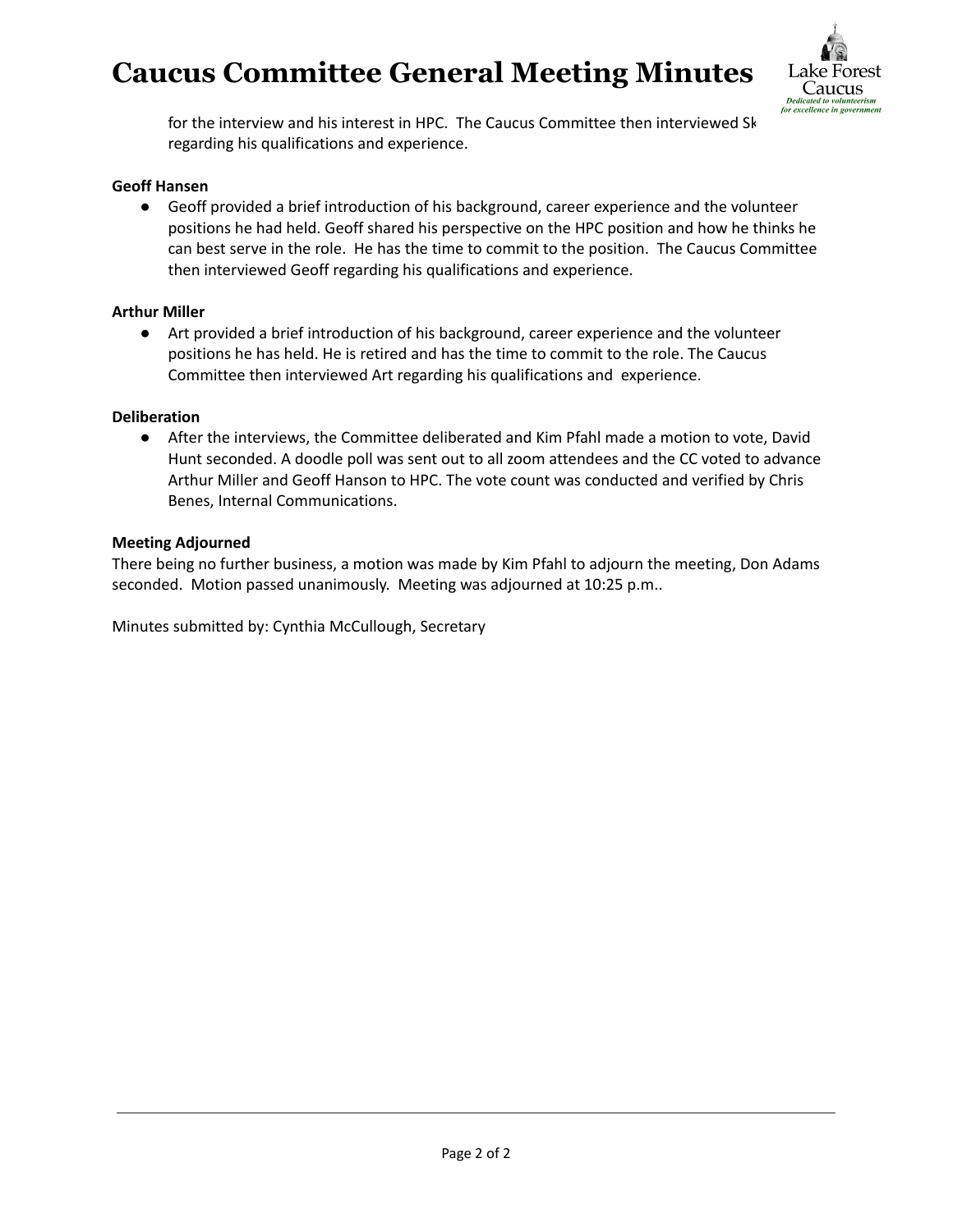for the interview and his interest in HPC. The Caucus Committee then interviewed Sk regarding his qualifications and experience.

**Geoff Hansen**

- Geoff provided a brief introduction of his background, career experience and the volunteer positions he had held. Geoff shared his perspective on the HPC position and how he thinks he can best serve in the role. He has the time to commit to the position. The Caucus Committee then interviewed Geoff regarding his qualifications and experience.

**Arthur Miller**

- Art provided a brief introduction of his background, career experience and the volunteer positions he has held. He is retired and has the time to commit to the role. The Caucus Committee then interviewed Art regarding his qualifications and experience.

**Deliberation**

- After the interviews, the Committee deliberated and Kim Pfahl made a motion to vote, David Hunt seconded. A doodle poll was sent out to all zoom attendees and the CC voted to advance Arthur Miller and Geoff Hanson to HPC. The vote count was conducted and verified by Chris Benes, Internal Communications.

**Meeting Adjourned**

There being no further business, a motion was made by Kim Pfahl to adjourn the meeting, Don Adams seconded. Motion passed unanimously. Meeting was adjourned at 10:25 p.m..

Minutes submitted by: Cynthia McCullough, Secretary